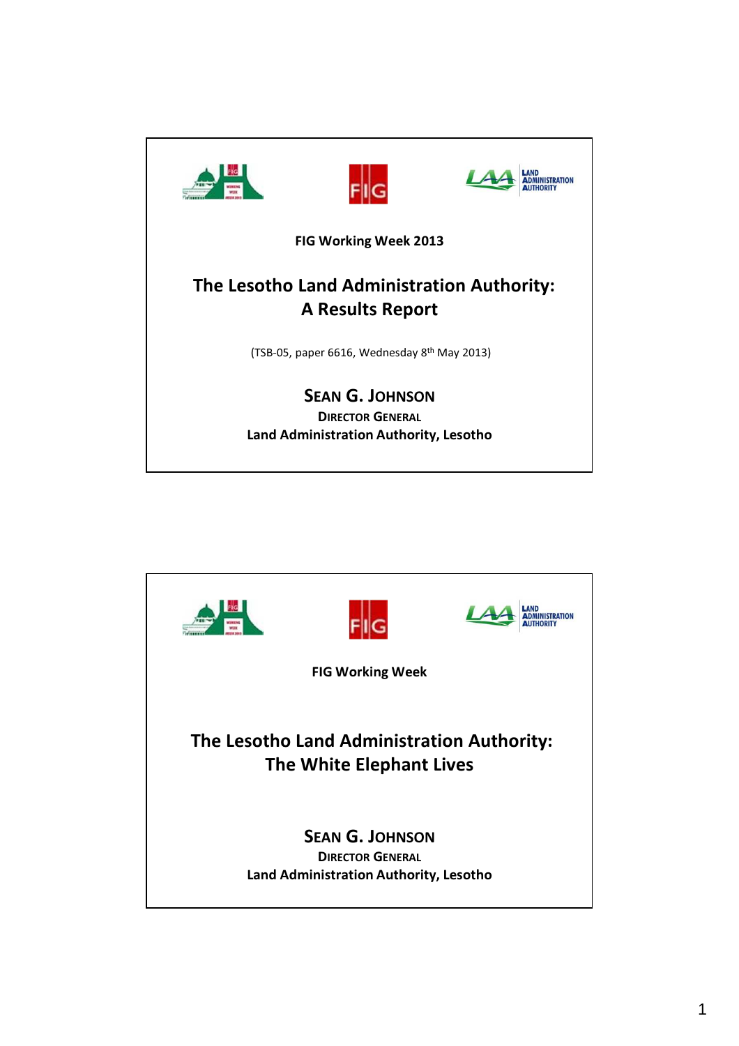FIG Working Week 2013

# The Lesotho Land Administration Authority: A Results Report

(TSB-05, paper 6616, Wednesday 8th May 2013)

**SEAN G. JOHNSON**
**DIRECTOR GENERAL**
**Land Administration Authority, Lesotho**

---

FIG Working Week

# The Lesotho Land Administration Authority: The White Elephant Lives

**SEAN G. JOHNSON**
**DIRECTOR GENERAL**
**Land Administration Authority, Lesotho**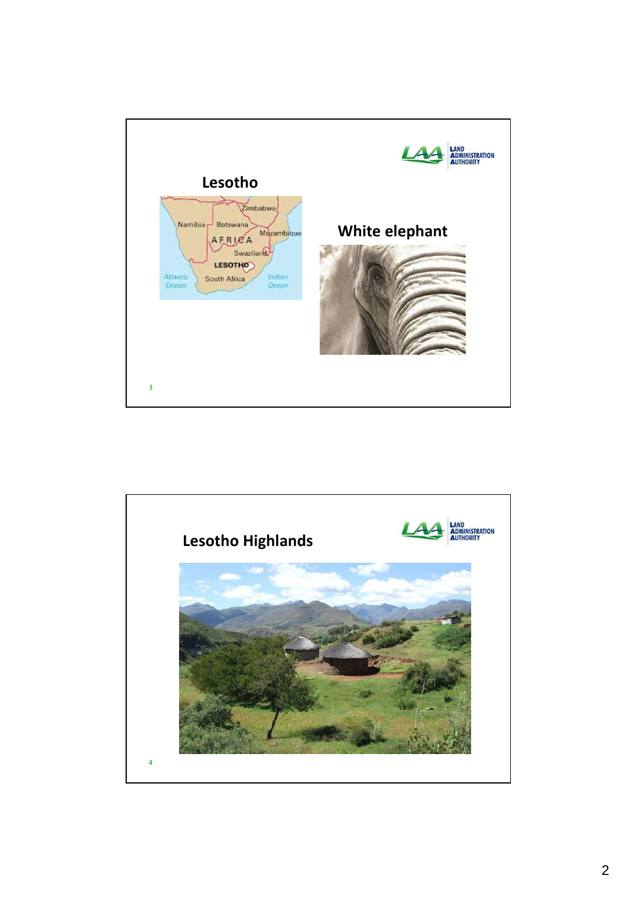## Lesotho

## White elephant

## Lesotho Highlands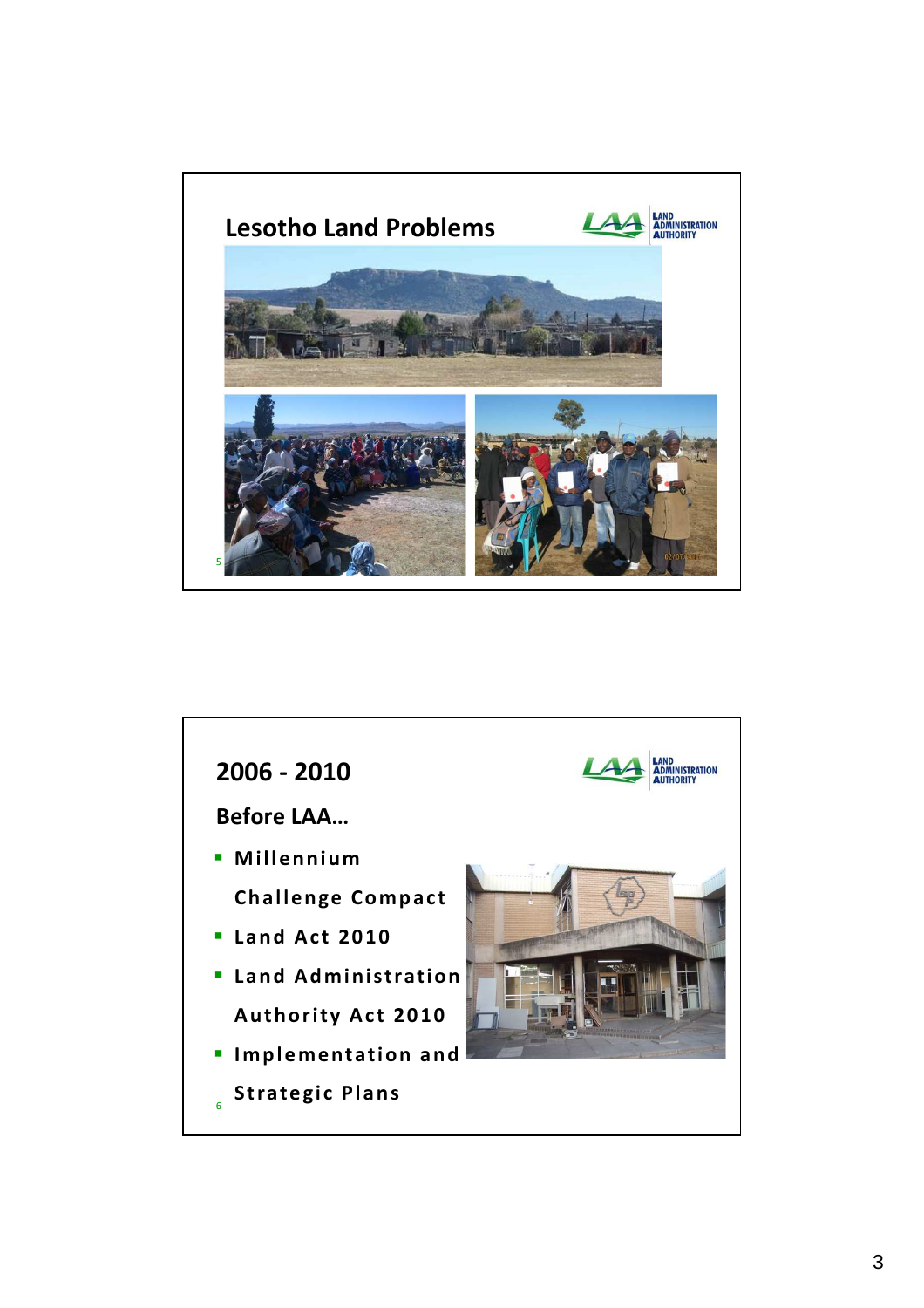## Lesotho Land Problems

LAA LAND ADMINISTRATION AUTHORITY

## 2006 - 2010

LAA LAND ADMINISTRATION AUTHORITY

**Before LAA…**

- Millennium Challenge Compact
- Land Act 2010
- Land Administration Authority Act 2010
- Implementation and Strategic Plans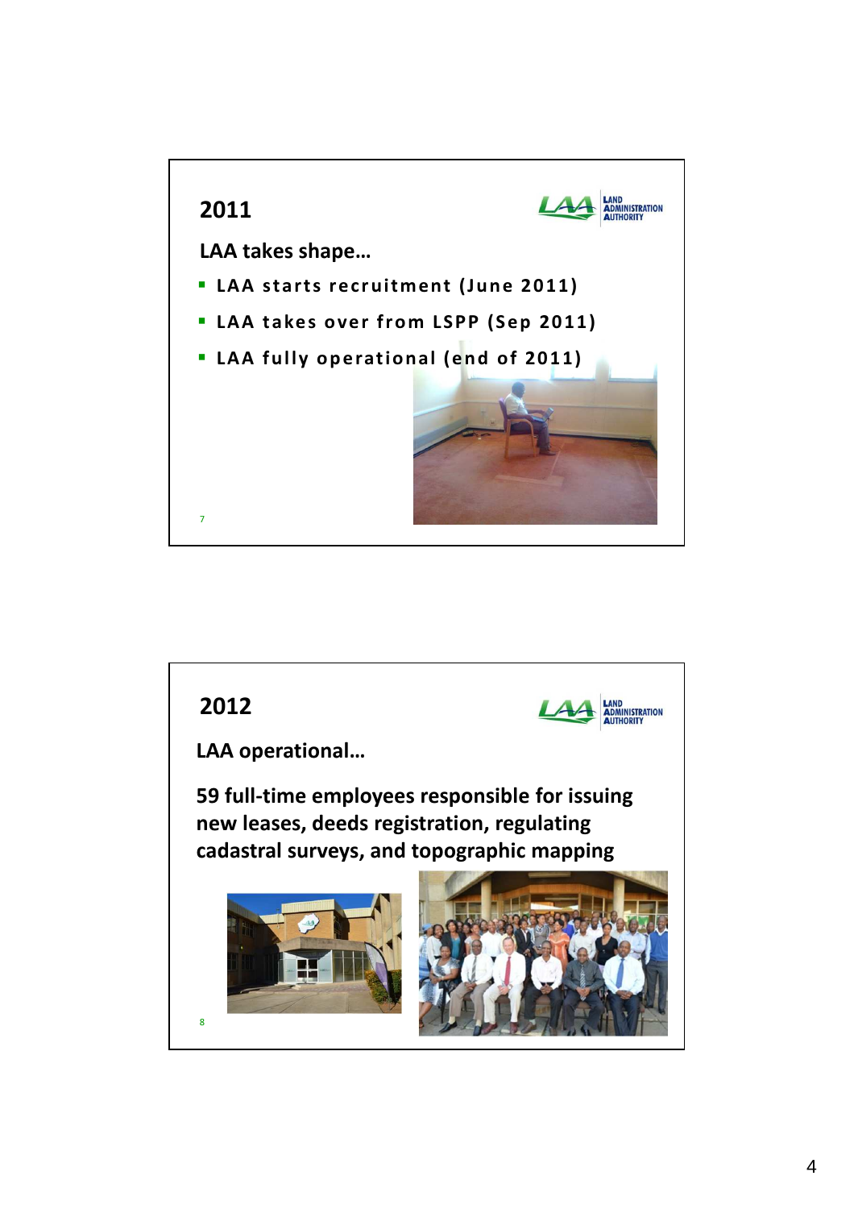## 2011

LAA takes shape…

- LAA starts recruitment (June 2011)
- LAA takes over from LSPP (Sep 2011)
- LAA fully operational (end of 2011)

## 2012

LAA operational…

**59 full-time employees responsible for issuing new leases, deeds registration, regulating cadastral surveys, and topographic mapping**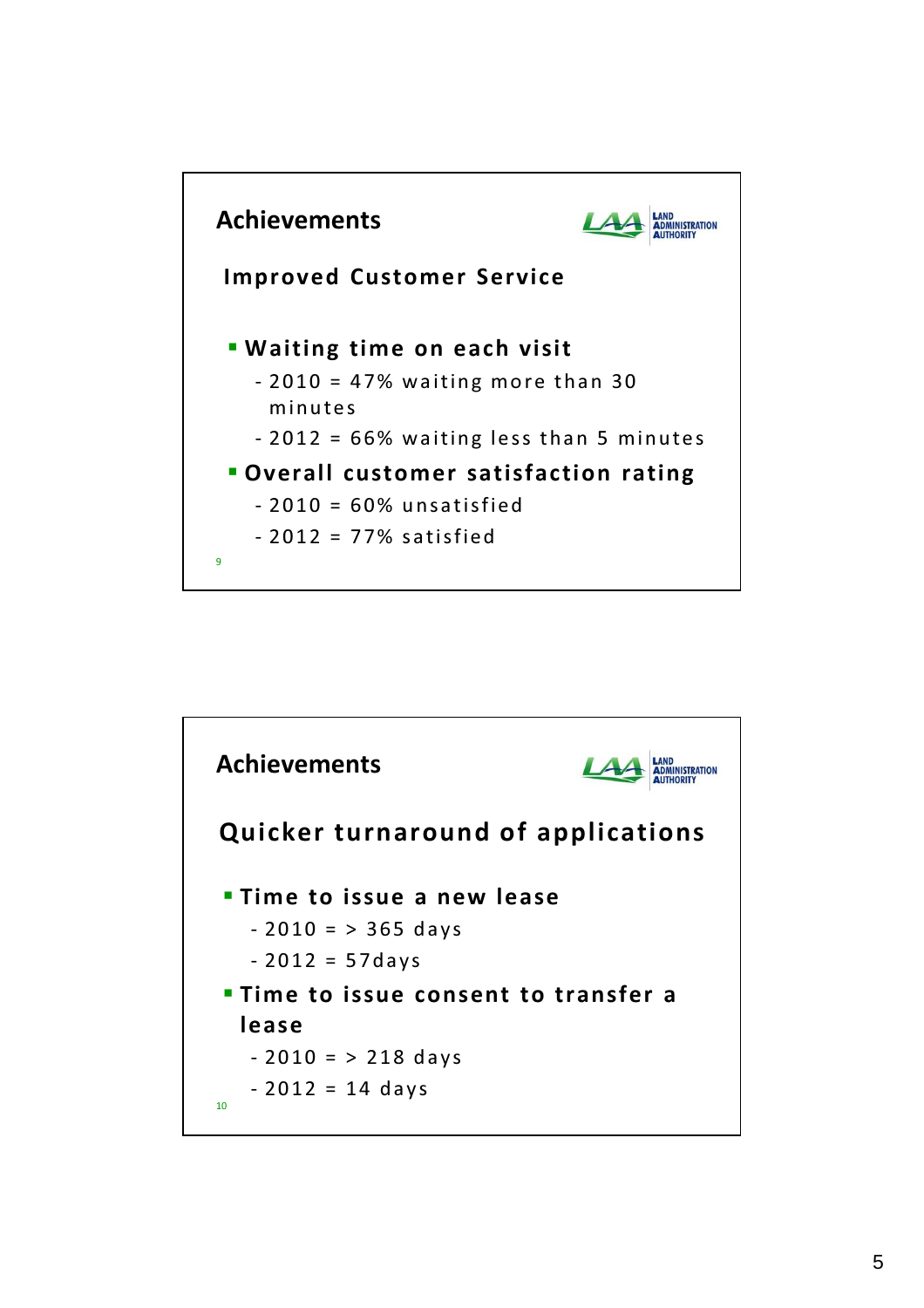## Achievements

### Improved Customer Service

- **Waiting time on each visit**
  - 2010 = 47% waiting more than 30 minutes
  - 2012 = 66% waiting less than 5 minutes
- **Overall customer satisfaction rating**
  - 2010 = 60% unsatisfied
  - 2012 = 77% satisfied

## Achievements

### Quicker turnaround of applications

- **Time to issue a new lease**
  - 2010 = > 365 days
  - 2012 = 57days
- **Time to issue consent to transfer a lease**
  - 2010 = > 218 days
  - 2012 = 14 days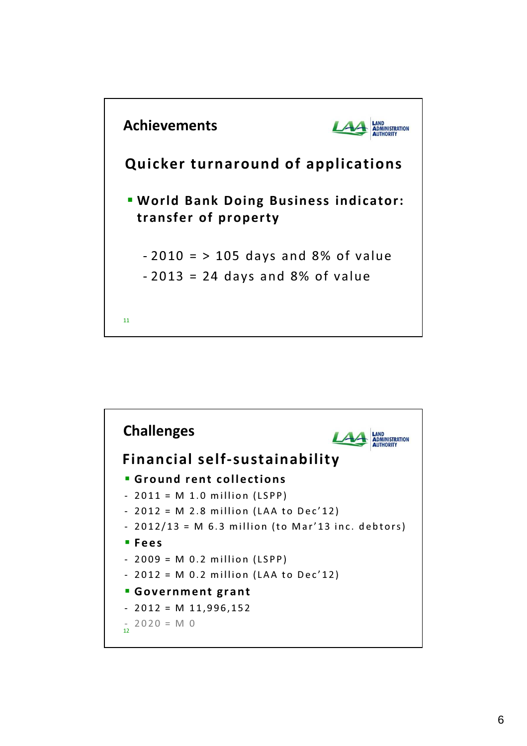## Achievements

### Quicker turnaround of applications

- **World Bank Doing Business indicator: transfer of property**

  - 2010 = > 105 days and 8% of value
  - 2013 = 24 days and 8% of value

## Challenges

### Financial self-sustainability

- **Ground rent collections**
  - 2011 = M 1.0 million (LSPP)
  - 2012 = M 2.8 million (LAA to Dec'12)
  - 2012/13 = M 6.3 million (to Mar'13 inc. debtors)
- **Fees**
  - 2009 = M 0.2 million (LSPP)
  - 2012 = M 0.2 million (LAA to Dec'12)
- **Government grant**
  - 2012 = M 11,996,152
  - 2020 = M 0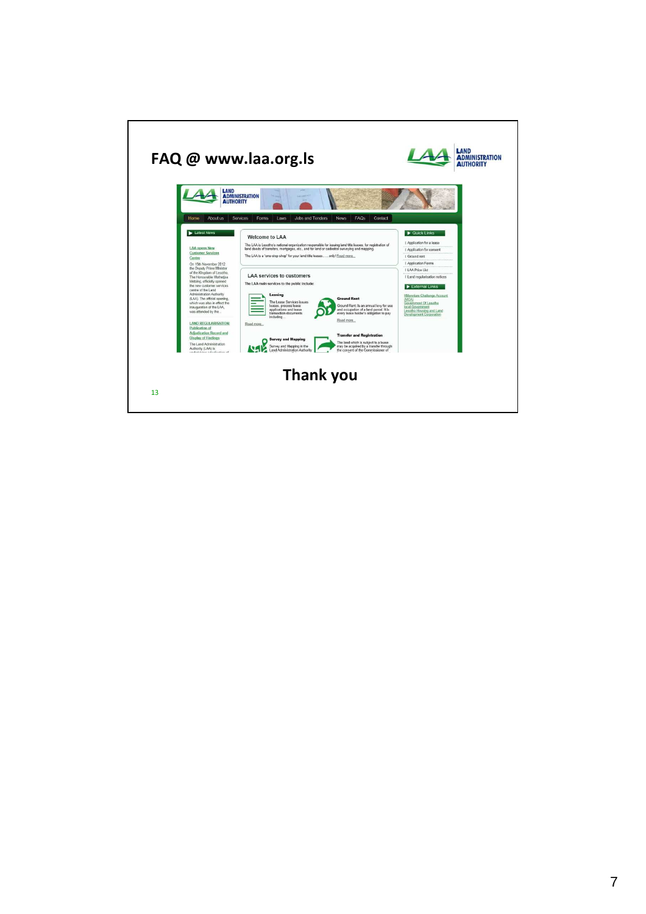## FAQ @ www.laa.org.ls

LAND ADMINISTRATION AUTHORITY

Home | About us | Services | Forms | Laws | Jobs and Tenders | News | FAQs | Contact

**Latest News**

LAA opens New Customer Services Centre

On 15th November 2012 the Deputy Prime Minister of the Kingdom of Lesotho, The Honourable Mothetjoa Metsing, officially opened the new customer services centre of the Land Administration Authority (LAA). The official opening, which was also in effect the inauguration of the LAA, was attended by the...

LAND REGULARISATION: Publication of Adjudication Record and Display of Findings

The Land Administration Authority (LAA) is...

**Welcome to LAA**

The LAA is Lesotho's national organization responsible for issuing land title leases, for registration of land deeds of transfers, mortgages, etc., and for land or cadastral surveying and mapping.

The LAA is a "one-stop-shop" for your land title leases... only! Read more...

**LAA services to customers**

The LAA main services to the public include:

**Leasing**

The Lease Services issues leases, process lease applications and lease transaction documents including...

Read more...

**Ground Rent**

Ground Rent: Is an annual levy for use and occupation of a land parcel. It is every lease holder's obligation to pay

Read more...

**Survey and Mapping**

Survey and Mapping in the Land Administration Authority

**Transfer and Registration**

The land which is subject to a lease may be acquired by a transfer through the consent of the Commissioner of

**Quick Links**

- Application for a lease
- Application for consent
- Ground rent
- Application Forms
- LAA Price List
- Land regularisation notices

**External Links**

- Millennium Challenge Account (MCA)
- Government Of Lesotho
- local Government
- Lesotho Housing and Land Development Corporation

# Thank you